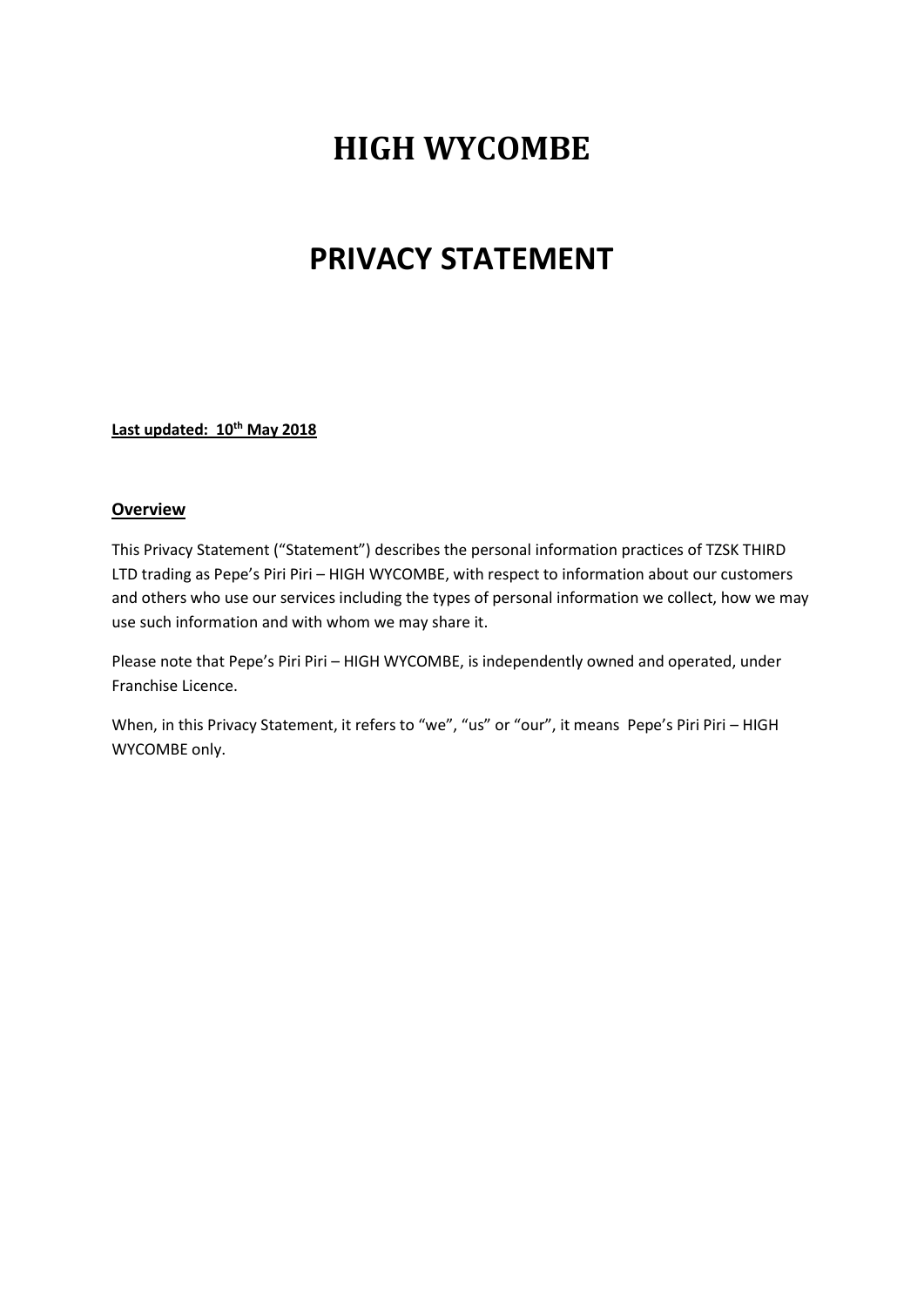# HIGH WYCOMBE

# PRIVACY STATEMENT

**Last updated: 10th May 2018**

## Overview

This Privacy Statement ("Statement") describes the personal information practices of TZSK THIRD LTD trading as Pepe's Piri Piri – HIGH WYCOMBE, with respect to information about our customers and others who use our services including the types of personal information we collect, how we may use such information and with whom we may share it.

Please note that Pepe's Piri Piri – HIGH WYCOMBE, is independently owned and operated, under Franchise Licence.

When, in this Privacy Statement, it refers to "we", "us" or "our", it means Pepe's Piri Piri – HIGH WYCOMBE only.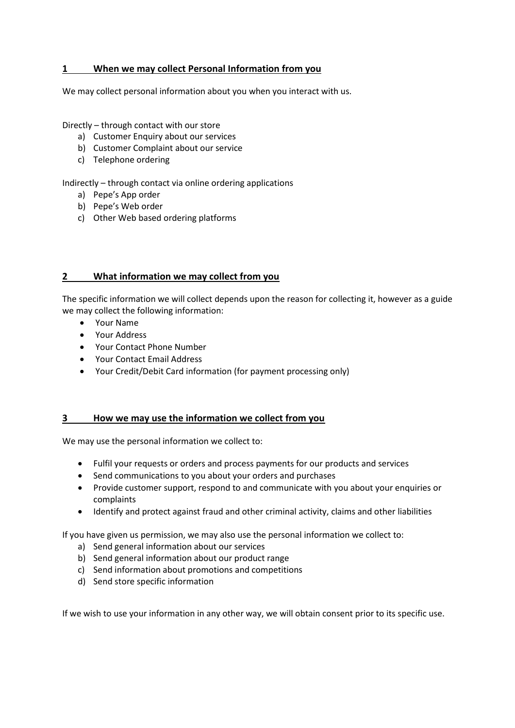## 1 When we may collect Personal Information from you

We may collect personal information about you when you interact with us.

Directly – through contact with our store

a) Customer Enquiry about our services
b) Customer Complaint about our service
c) Telephone ordering

Indirectly – through contact via online ordering applications

a) Pepe's App order
b) Pepe's Web order
c) Other Web based ordering platforms

## 2 What information we may collect from you

The specific information we will collect depends upon the reason for collecting it, however as a guide we may collect the following information:

- Your Name
- Your Address
- Your Contact Phone Number
- Your Contact Email Address
- Your Credit/Debit Card information (for payment processing only)

## 3 How we may use the information we collect from you

We may use the personal information we collect to:

- Fulfil your requests or orders and process payments for our products and services
- Send communications to you about your orders and purchases
- Provide customer support, respond to and communicate with you about your enquiries or complaints
- Identify and protect against fraud and other criminal activity, claims and other liabilities

If you have given us permission, we may also use the personal information we collect to:

a) Send general information about our services
b) Send general information about our product range
c) Send information about promotions and competitions
d) Send store specific information

If we wish to use your information in any other way, we will obtain consent prior to its specific use.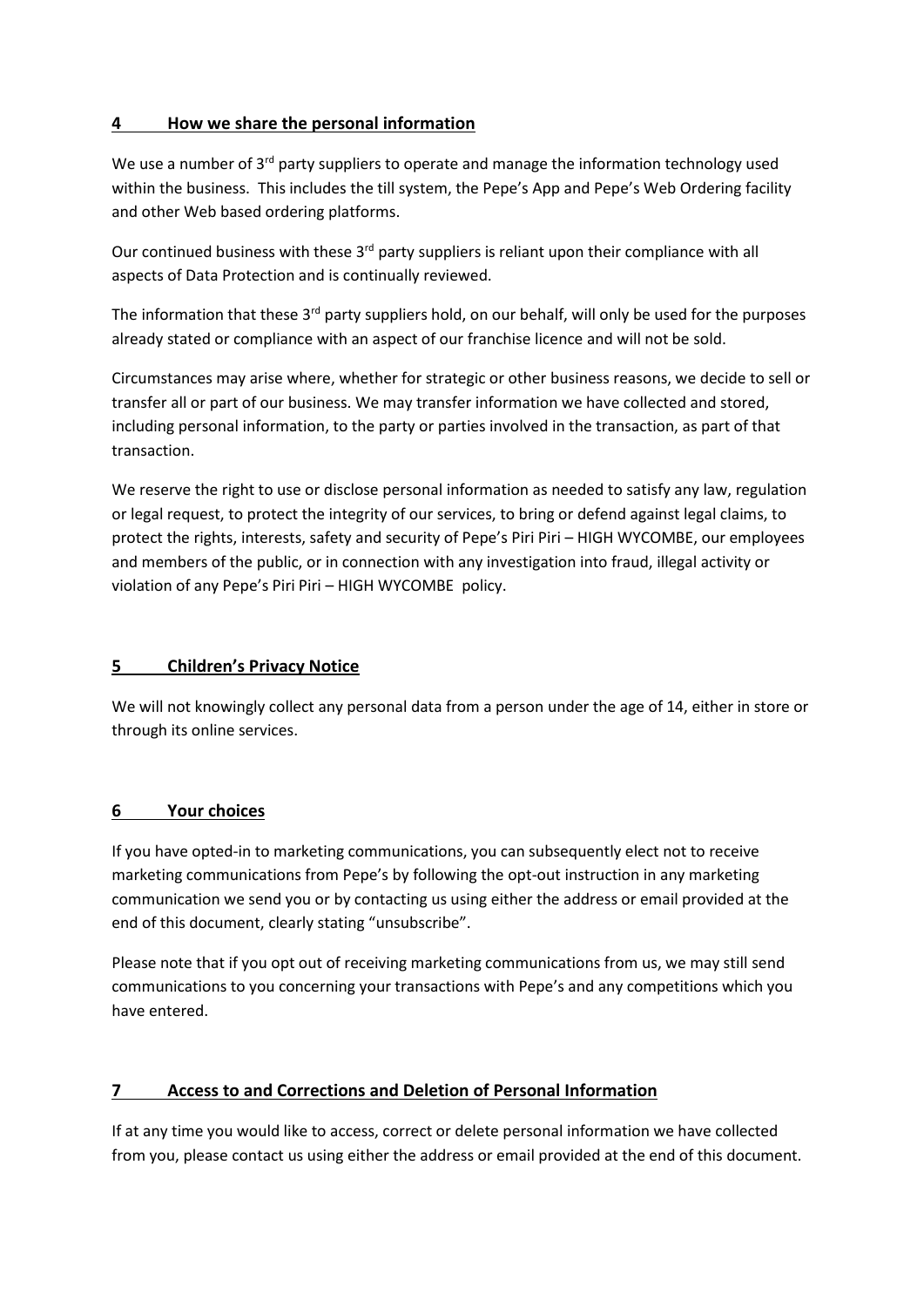## 4 How we share the personal information

We use a number of 3rd party suppliers to operate and manage the information technology used within the business. This includes the till system, the Pepe's App and Pepe's Web Ordering facility and other Web based ordering platforms.

Our continued business with these 3rd party suppliers is reliant upon their compliance with all aspects of Data Protection and is continually reviewed.

The information that these 3rd party suppliers hold, on our behalf, will only be used for the purposes already stated or compliance with an aspect of our franchise licence and will not be sold.

Circumstances may arise where, whether for strategic or other business reasons, we decide to sell or transfer all or part of our business. We may transfer information we have collected and stored, including personal information, to the party or parties involved in the transaction, as part of that transaction.

We reserve the right to use or disclose personal information as needed to satisfy any law, regulation or legal request, to protect the integrity of our services, to bring or defend against legal claims, to protect the rights, interests, safety and security of Pepe's Piri Piri – HIGH WYCOMBE, our employees and members of the public, or in connection with any investigation into fraud, illegal activity or violation of any Pepe's Piri Piri – HIGH WYCOMBE policy.

## 5 Children's Privacy Notice

We will not knowingly collect any personal data from a person under the age of 14, either in store or through its online services.

## 6 Your choices

If you have opted-in to marketing communications, you can subsequently elect not to receive marketing communications from Pepe's by following the opt-out instruction in any marketing communication we send you or by contacting us using either the address or email provided at the end of this document, clearly stating "unsubscribe".

Please note that if you opt out of receiving marketing communications from us, we may still send communications to you concerning your transactions with Pepe's and any competitions which you have entered.

## 7 Access to and Corrections and Deletion of Personal Information

If at any time you would like to access, correct or delete personal information we have collected from you, please contact us using either the address or email provided at the end of this document.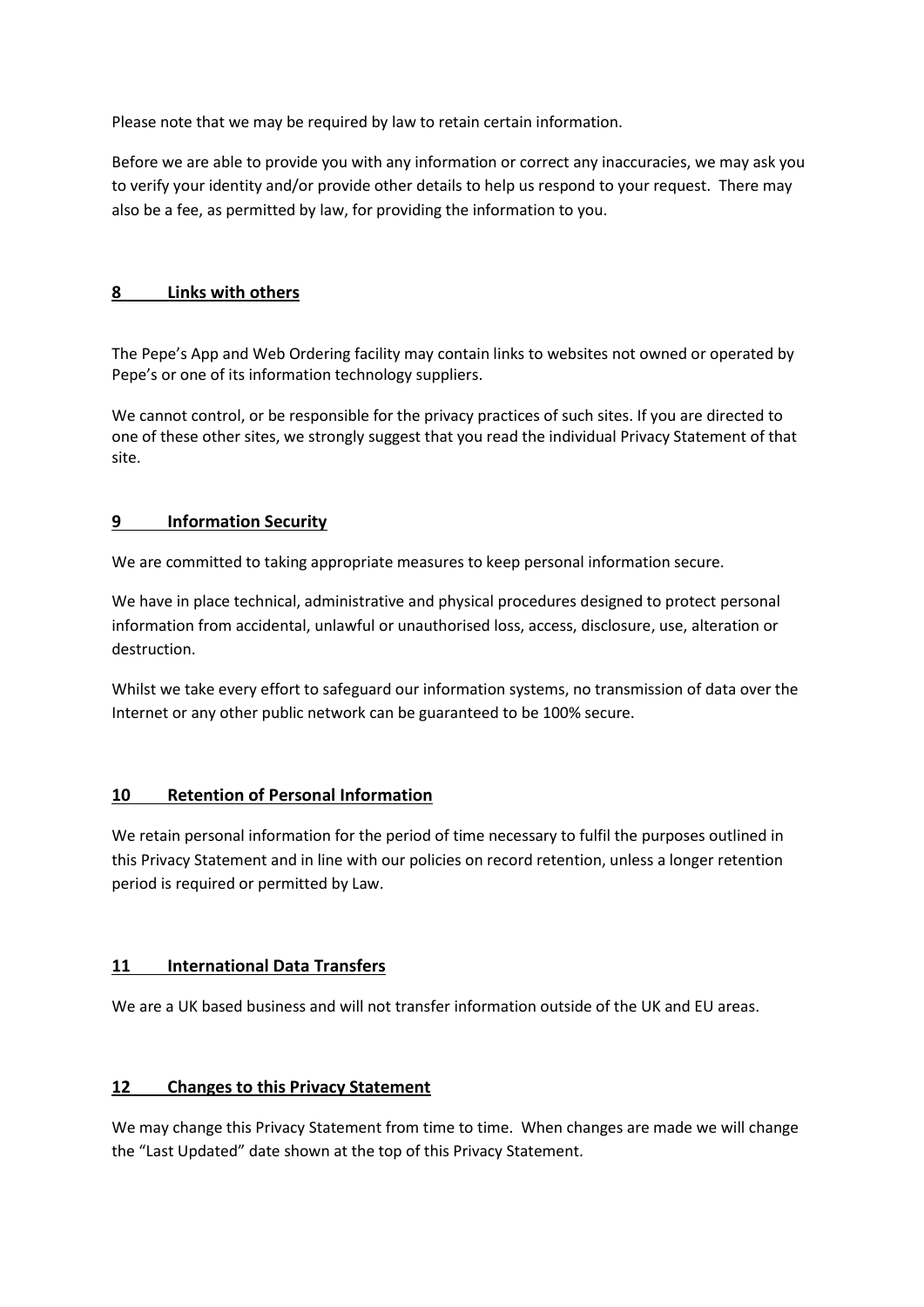Please note that we may be required by law to retain certain information.

Before we are able to provide you with any information or correct any inaccuracies, we may ask you to verify your identity and/or provide other details to help us respond to your request. There may also be a fee, as permitted by law, for providing the information to you.

## 8 Links with others

The Pepe's App and Web Ordering facility may contain links to websites not owned or operated by Pepe's or one of its information technology suppliers.

We cannot control, or be responsible for the privacy practices of such sites. If you are directed to one of these other sites, we strongly suggest that you read the individual Privacy Statement of that site.

## 9 Information Security

We are committed to taking appropriate measures to keep personal information secure.

We have in place technical, administrative and physical procedures designed to protect personal information from accidental, unlawful or unauthorised loss, access, disclosure, use, alteration or destruction.

Whilst we take every effort to safeguard our information systems, no transmission of data over the Internet or any other public network can be guaranteed to be 100% secure.

## 10 Retention of Personal Information

We retain personal information for the period of time necessary to fulfil the purposes outlined in this Privacy Statement and in line with our policies on record retention, unless a longer retention period is required or permitted by Law.

## 11 International Data Transfers

We are a UK based business and will not transfer information outside of the UK and EU areas.

## 12 Changes to this Privacy Statement

We may change this Privacy Statement from time to time. When changes are made we will change the "Last Updated" date shown at the top of this Privacy Statement.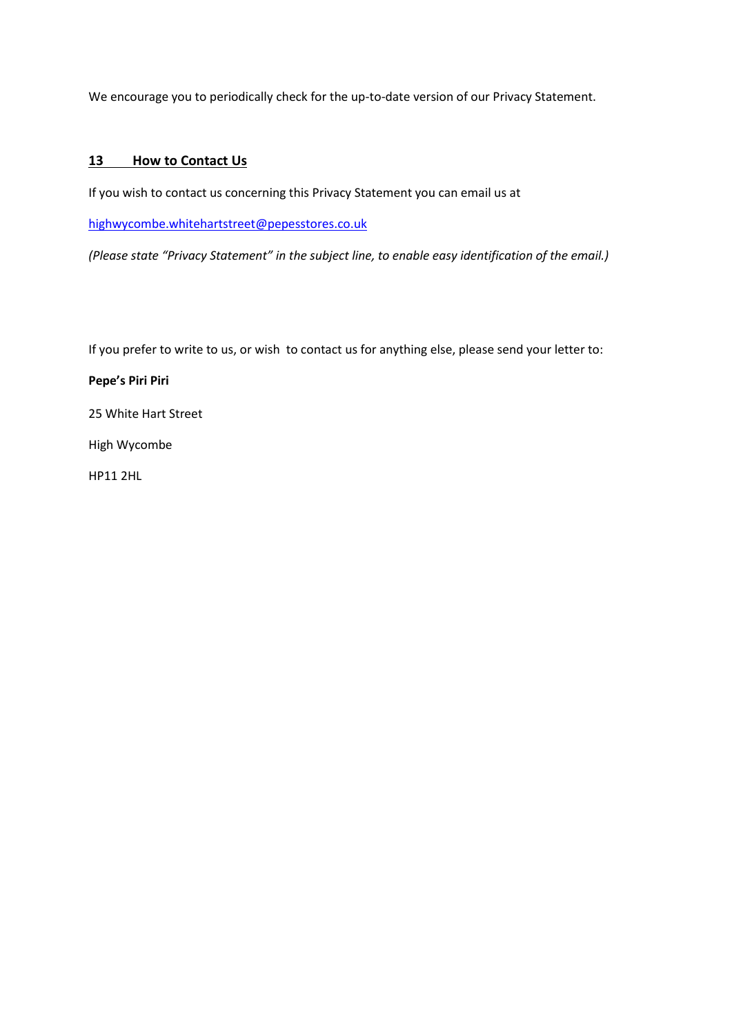We encourage you to periodically check for the up-to-date version of our Privacy Statement.

## 13 How to Contact Us

If you wish to contact us concerning this Privacy Statement you can email us at

highwycombe.whitehartstreet@pepesstores.co.uk

*(Please state "Privacy Statement" in the subject line, to enable easy identification of the email.)*

If you prefer to write to us, or wish to contact us for anything else, please send your letter to:

**Pepe's Piri Piri**

25 White Hart Street

High Wycombe

HP11 2HL